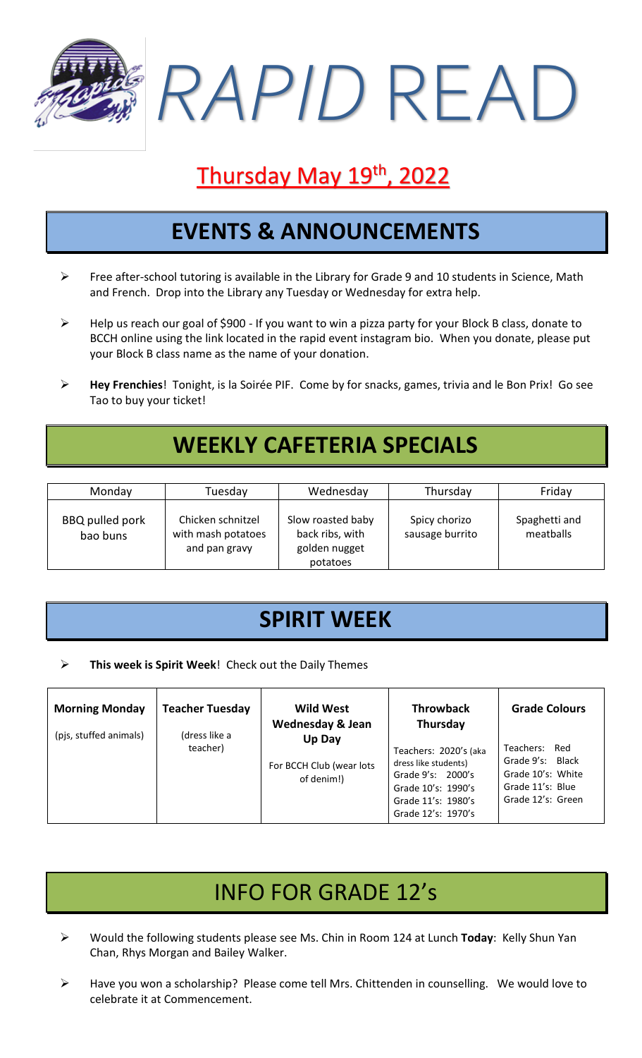# *RAPID* READ

## Thursday May 19th, 2022

## EVENTS & ANNOUNCEMENTS

- Free after-school tutoring is available in the Library for Grade 9 and 10 students in Science, Math and French. Drop into the Library any Tuesday or Wednesday for extra help.
- Help us reach our goal of $900 - If you want to win a pizza party for your Block B class, donate to BCCH online using the link located in the rapid event instagram bio. When you donate, please put your Block B class name as the name of your donation.
- **Hey Frenchies**! Tonight, is la Soirée PIF. Come by for snacks, games, trivia and le Bon Prix! Go see Tao to buy your ticket!

## WEEKLY CAFETERIA SPECIALS

| Monday | Tuesday | Wednesday | Thursday | Friday |
|---|---|---|---|---|
| BBQ pulled pork bao buns | Chicken schnitzel with mash potatoes and pan gravy | Slow roasted baby back ribs, with golden nugget potatoes | Spicy chorizo sausage burrito | Spaghetti and meatballs |

## SPIRIT WEEK

- **This week is Spirit Week**! Check out the Daily Themes

| **Morning Monday** | **Teacher Tuesday** | **Wild West Wednesday & Jean Up Day** | **Throwback Thursday** | **Grade Colours** |
|---|---|---|---|---|
| (pjs, stuffed animals) | (dress like a teacher) | For BCCH Club (wear lots of denim!) | Teachers: 2020's (aka dress like students)<br>Grade 9's: 2000's<br>Grade 10's: 1990's<br>Grade 11's: 1980's<br>Grade 12's: 1970's | Teachers: Red<br>Grade 9's: Black<br>Grade 10's: White<br>Grade 11's: Blue<br>Grade 12's: Green |

## INFO FOR GRADE 12's

- Would the following students please see Ms. Chin in Room 124 at Lunch **Today**: Kelly Shun Yan Chan, Rhys Morgan and Bailey Walker.
- Have you won a scholarship? Please come tell Mrs. Chittenden in counselling. We would love to celebrate it at Commencement.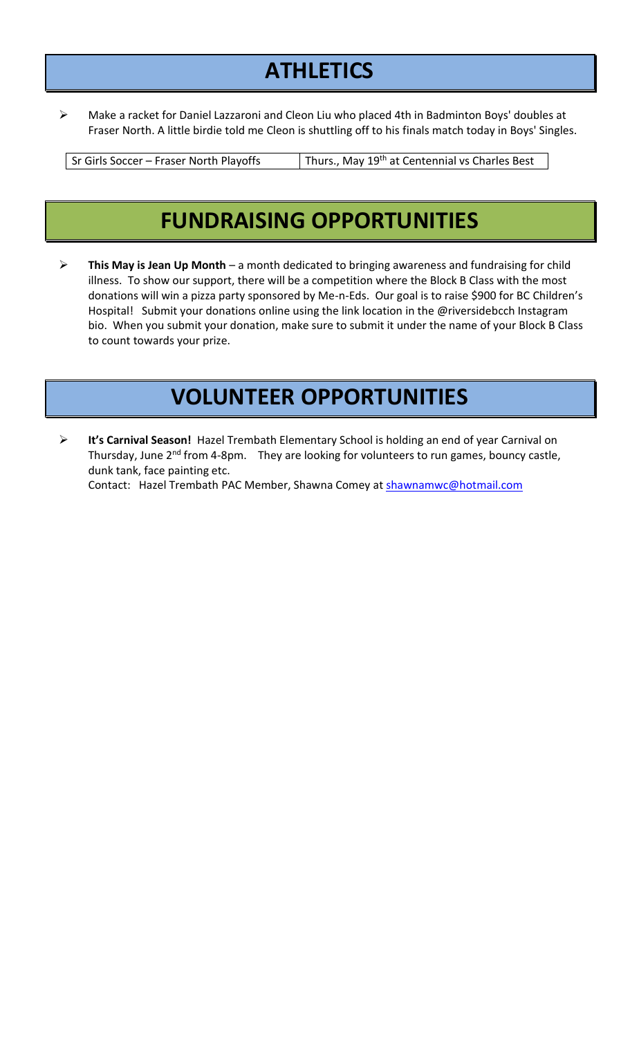# ATHLETICS

- Make a racket for Daniel Lazzaroni and Cleon Liu who placed 4th in Badminton Boys' doubles at Fraser North. A little birdie told me Cleon is shuttling off to his finals match today in Boys' Singles.

| | |
|---|---|
| Sr Girls Soccer – Fraser North Playoffs | Thurs., May 19th at Centennial vs Charles Best |

# FUNDRAISING OPPORTUNITIES

- **This May is Jean Up Month** – a month dedicated to bringing awareness and fundraising for child illness. To show our support, there will be a competition where the Block B Class with the most donations will win a pizza party sponsored by Me-n-Eds. Our goal is to raise $900 for BC Children's Hospital! Submit your donations online using the link location in the @riversidebcch Instagram bio. When you submit your donation, make sure to submit it under the name of your Block B Class to count towards your prize.

# VOLUNTEER OPPORTUNITIES

- **It's Carnival Season!** Hazel Trembath Elementary School is holding an end of year Carnival on Thursday, June 2nd from 4-8pm. They are looking for volunteers to run games, bouncy castle, dunk tank, face painting etc.
  Contact: Hazel Trembath PAC Member, Shawna Comey at shawnamwc@hotmail.com